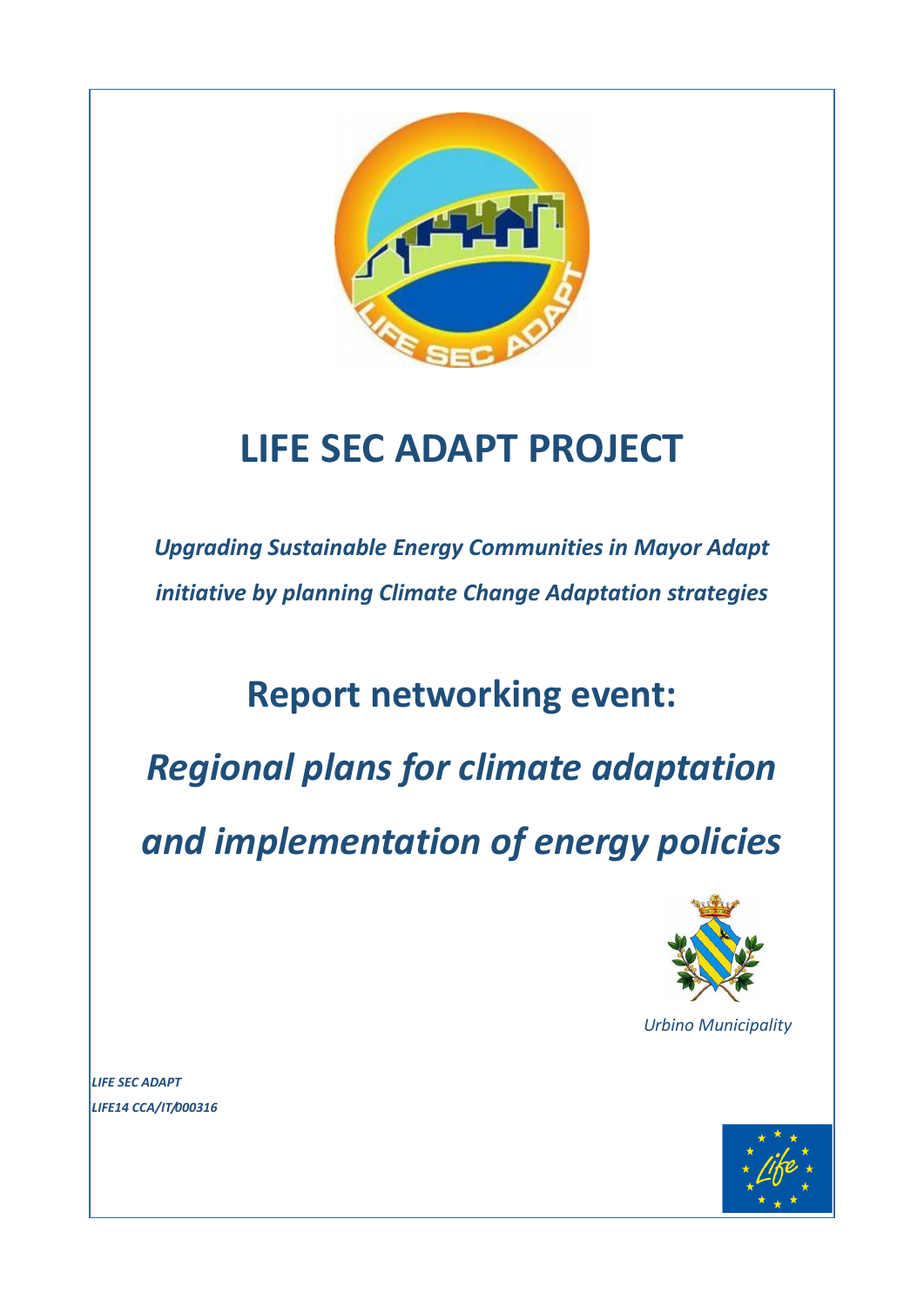# LIFE SEC ADAPT PROJECT

***Upgrading Sustainable Energy Communities in Mayor Adapt initiative by planning Climate Change Adaptation strategies***

## Report networking event:

## *Regional plans for climate adaptation and implementation of energy policies*

*Urbino Municipality*

***LIFE SEC ADAPT***
***LIFE14 CCA/IT/000316***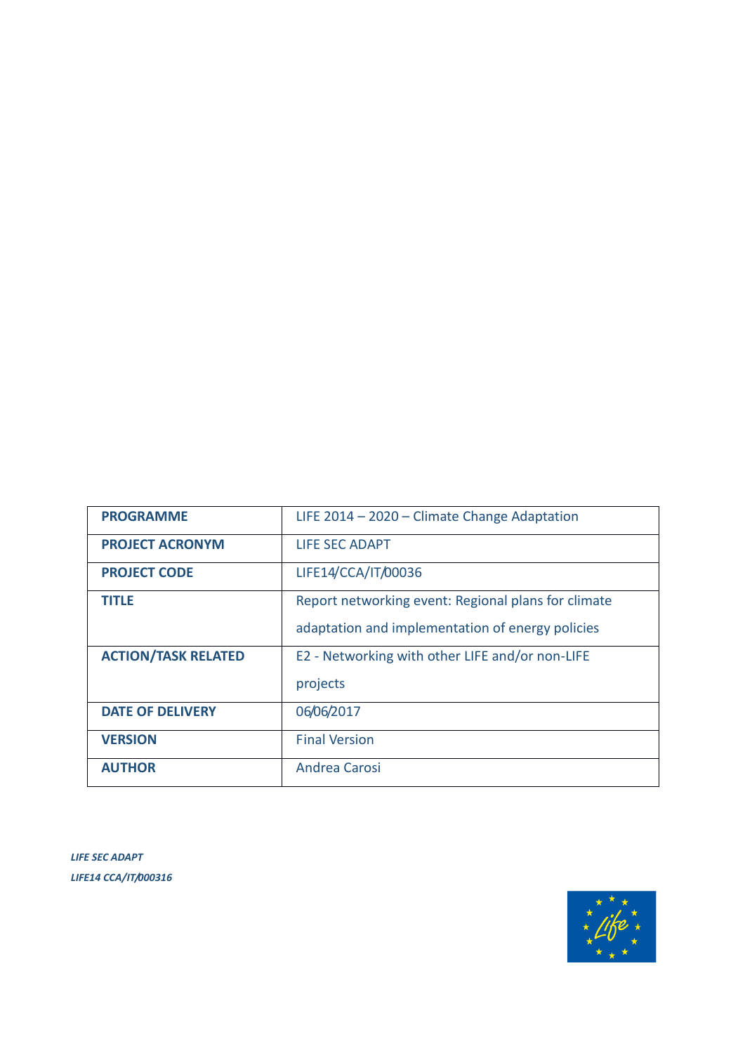| PROGRAMME | LIFE 2014 – 2020 – Climate Change Adaptation |
|---|---|
| PROJECT ACRONYM | LIFE SEC ADAPT |
| PROJECT CODE | LIFE14/CCA/IT/00036 |
| TITLE | Report networking event: Regional plans for climate adaptation and implementation of energy policies |
| ACTION/TASK RELATED | E2 - Networking with other LIFE and/or non-LIFE projects |
| DATE OF DELIVERY | 06/06/2017 |
| VERSION | Final Version |
| AUTHOR | Andrea Carosi |

*LIFE SEC ADAPT*

*LIFE14 CCA/IT/000316*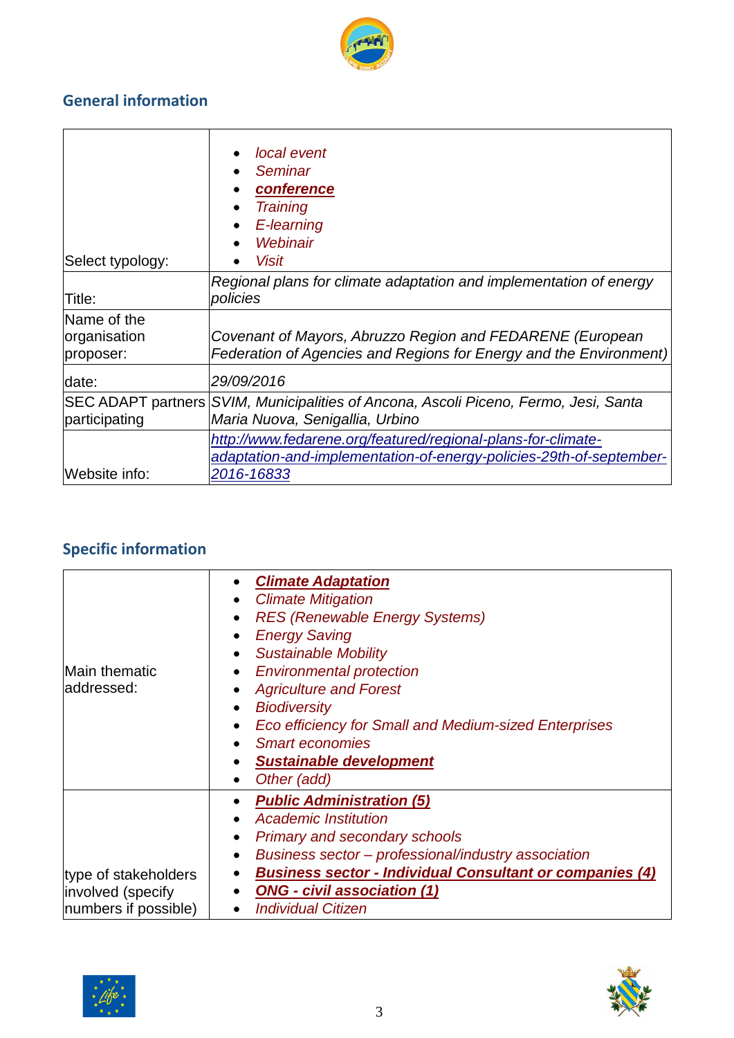## General information

| | |
|---|---|
| Select typology: | • *local event*<br>• *Seminar*<br>• ***conference***<br>• *Training*<br>• *E-learning*<br>• *Webinair*<br>• *Visit* |
| Title: | *Regional plans for climate adaptation and implementation of energy policies* |
| Name of the organisation proposer: | *Covenant of Mayors, Abruzzo Region and FEDARENE (European Federation of Agencies and Regions for Energy and the Environment)* |
| date: | *29/09/2016* |
| SEC ADAPT partners participating | *SVIM, Municipalities of Ancona, Ascoli Piceno, Fermo, Jesi, Santa Maria Nuova, Senigallia, Urbino* |
| Website info: | *http://www.fedarene.org/featured/regional-plans-for-climate-adaptation-and-implementation-of-energy-policies-29th-of-september-2016-16833* |

## Specific information

| | |
|---|---|
| Main thematic addressed: | • ***Climate Adaptation***<br>• *Climate Mitigation*<br>• *RES (Renewable Energy Systems)*<br>• *Energy Saving*<br>• *Sustainable Mobility*<br>• *Environmental protection*<br>• *Agriculture and Forest*<br>• *Biodiversity*<br>• *Eco efficiency for Small and Medium-sized Enterprises*<br>• *Smart economies*<br>• ***Sustainable development***<br>• *Other (add)* |
| type of stakeholders involved (specify numbers if possible) | • ***Public Administration (5)***<br>• *Academic Institution*<br>• *Primary and secondary schools*<br>• *Business sector – professional/industry association*<br>• ***Business sector - Individual Consultant or companies (4)***<br>• ***ONG - civil association (1)***<br>• *Individual Citizen* |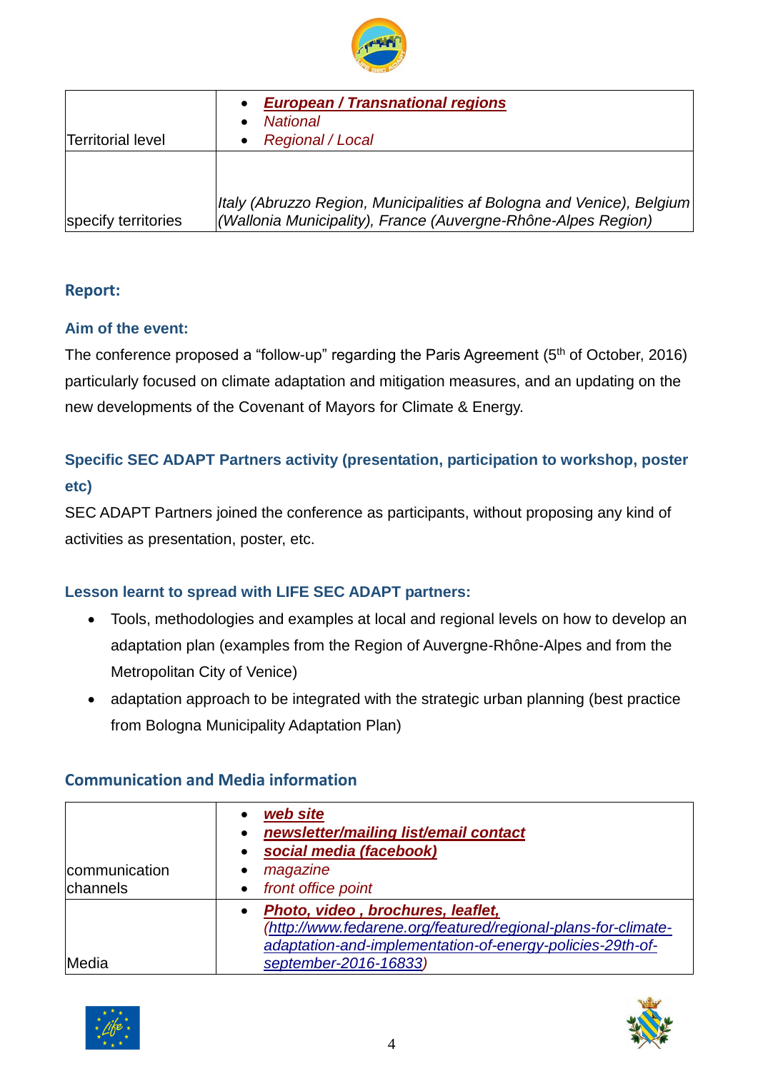| | |
|---|---|
| Territorial level | • ***European / Transnational regions***<br>• *National*<br>• *Regional / Local* |
| specify territories | *Italy (Abruzzo Region, Municipalities af Bologna and Venice), Belgium (Wallonia Municipality), France (Auvergne-Rhône-Alpes Region)* |

### Report:

#### Aim of the event:

The conference proposed a "follow-up" regarding the Paris Agreement (5th of October, 2016) particularly focused on climate adaptation and mitigation measures, and an updating on the new developments of the Covenant of Mayors for Climate & Energy.

#### Specific SEC ADAPT Partners activity (presentation, participation to workshop, poster etc)

SEC ADAPT Partners joined the conference as participants, without proposing any kind of activities as presentation, poster, etc.

#### Lesson learnt to spread with LIFE SEC ADAPT partners:

- Tools, methodologies and examples at local and regional levels on how to develop an adaptation plan (examples from the Region of Auvergne-Rhône-Alpes and from the Metropolitan City of Venice)
- adaptation approach to be integrated with the strategic urban planning (best practice from Bologna Municipality Adaptation Plan)

### Communication and Media information

| | |
|---|---|
| communication channels | • ***web site***<br>• ***newsletter/mailing list/email contact***<br>• ***social media (facebook)***<br>• *magazine*<br>• *front office point* |
| Media | • ***Photo, video , brochures, leaflet,*** *(http://www.fedarene.org/featured/regional-plans-for-climate-adaptation-and-implementation-of-energy-policies-29th-of-september-2016-16833)* |